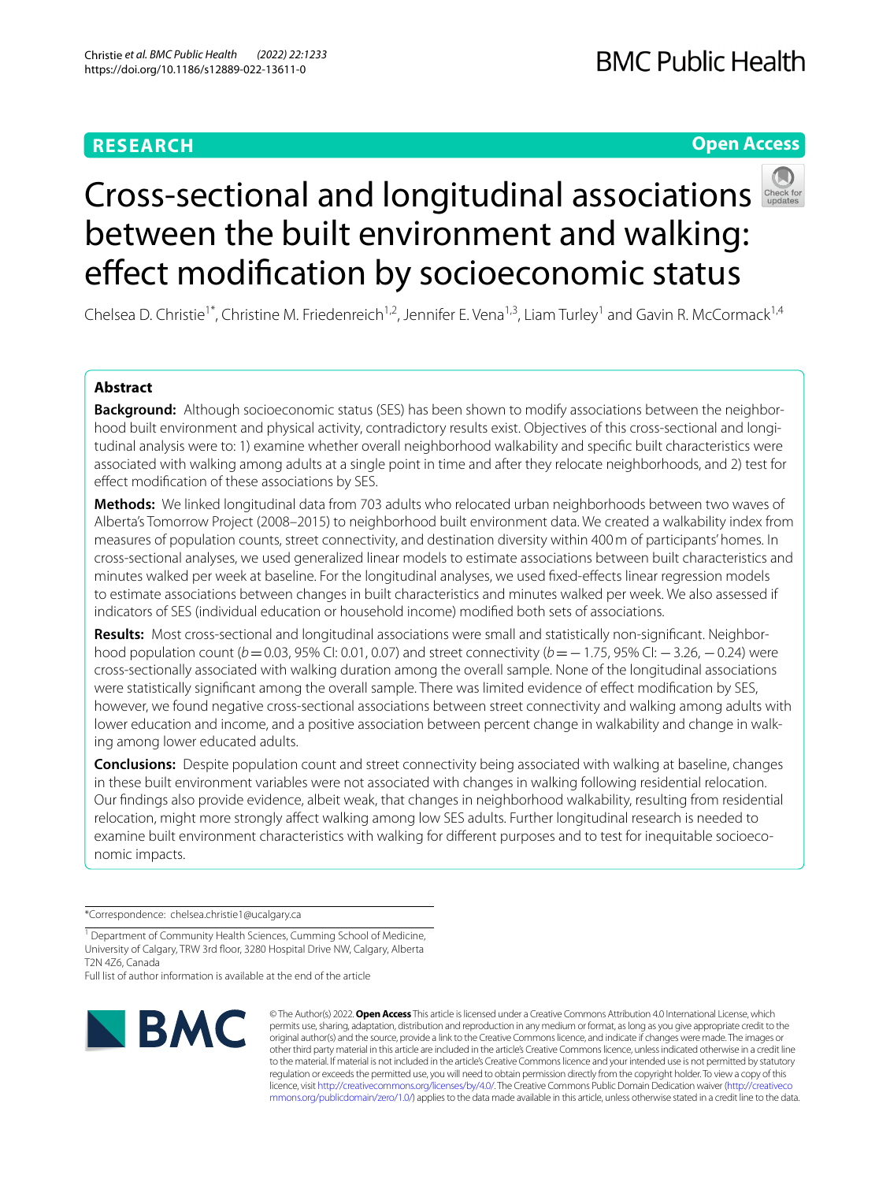**RESEARCH** **Open Access**

# Cross-sectional and longitudinal associations between the built environment and walking: effect modification by socioeconomic status

Chelsea D. Christie[1*], Christine M. Friedenreich[1,2], Jennifer E. Vena[1,3], Liam Turley[1] and Gavin R. McCormack[1,4]

## Abstract

**Background:** Although socioeconomic status (SES) has been shown to modify associations between the neighborhood built environment and physical activity, contradictory results exist. Objectives of this cross-sectional and longitudinal analysis were to: 1) examine whether overall neighborhood walkability and specific built characteristics were associated with walking among adults at a single point in time and after they relocate neighborhoods, and 2) test for effect modification of these associations by SES.

**Methods:** We linked longitudinal data from 703 adults who relocated urban neighborhoods between two waves of Alberta's Tomorrow Project (2008–2015) to neighborhood built environment data. We created a walkability index from measures of population counts, street connectivity, and destination diversity within 400 m of participants' homes. In cross-sectional analyses, we used generalized linear models to estimate associations between built characteristics and minutes walked per week at baseline. For the longitudinal analyses, we used fixed-effects linear regression models to estimate associations between changes in built characteristics and minutes walked per week. We also assessed if indicators of SES (individual education or household income) modified both sets of associations.

**Results:** Most cross-sectional and longitudinal associations were small and statistically non-significant. Neighborhood population count ($b = 0.03$, 95% CI: 0.01, 0.07) and street connectivity ($b = -1.75$, 95% CI: $-3.26$, $-0.24$) were cross-sectionally associated with walking duration among the overall sample. None of the longitudinal associations were statistically significant among the overall sample. There was limited evidence of effect modification by SES, however, we found negative cross-sectional associations between street connectivity and walking among adults with lower education and income, and a positive association between percent change in walkability and change in walking among lower educated adults.

**Conclusions:** Despite population count and street connectivity being associated with walking at baseline, changes in these built environment variables were not associated with changes in walking following residential relocation. Our findings also provide evidence, albeit weak, that changes in neighborhood walkability, resulting from residential relocation, might more strongly affect walking among low SES adults. Further longitudinal research is needed to examine built environment characteristics with walking for different purposes and to test for inequitable socioeconomic impacts.

*Correspondence: chelsea.christie1@ucalgary.ca

[1] Department of Community Health Sciences, Cumming School of Medicine, University of Calgary, TRW 3rd floor, 3280 Hospital Drive NW, Calgary, Alberta T2N 4Z6, Canada

Full list of author information is available at the end of the article

© The Author(s) 2022. **Open Access** This article is licensed under a Creative Commons Attribution 4.0 International License, which permits use, sharing, adaptation, distribution and reproduction in any medium or format, as long as you give appropriate credit to the original author(s) and the source, provide a link to the Creative Commons licence, and indicate if changes were made. The images or other third party material in this article are included in the article's Creative Commons licence, unless indicated otherwise in a credit line to the material. If material is not included in the article's Creative Commons licence and your intended use is not permitted by statutory regulation or exceeds the permitted use, you will need to obtain permission directly from the copyright holder. To view a copy of this licence, visit http://creativecommons.org/licenses/by/4.0/. The Creative Commons Public Domain Dedication waiver (http://creativecommons.org/publicdomain/zero/1.0/) applies to the data made available in this article, unless otherwise stated in a credit line to the data.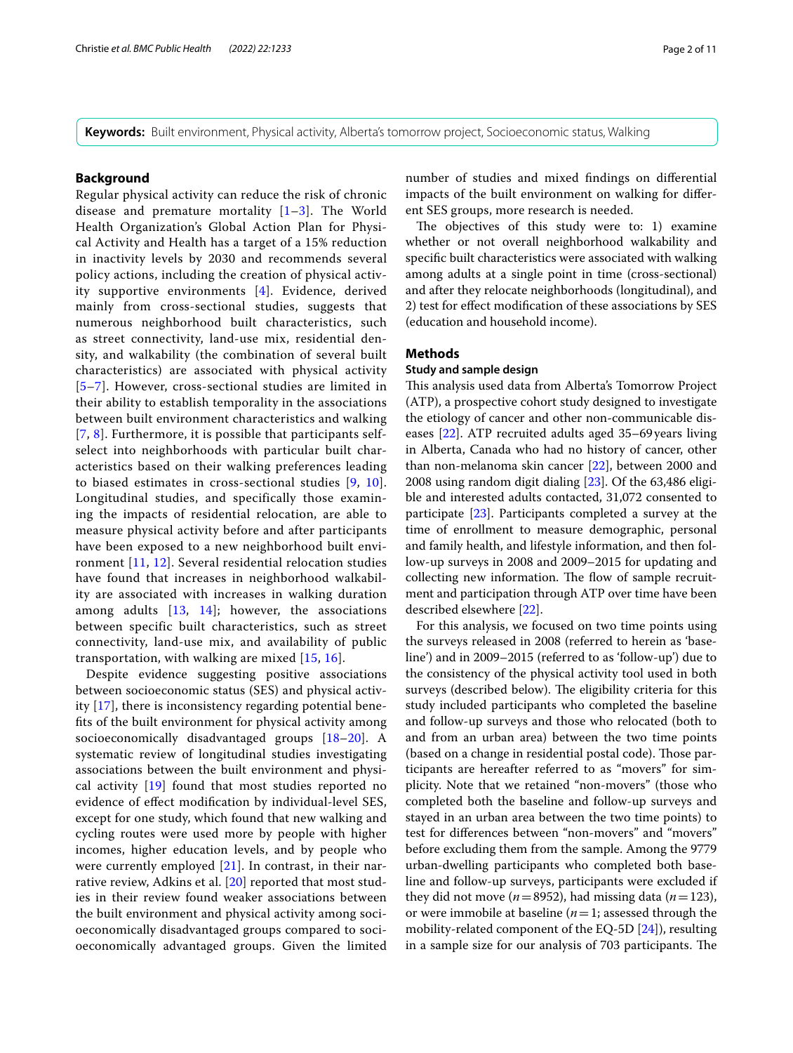**Keywords:** Built environment, Physical activity, Alberta's tomorrow project, Socioeconomic status, Walking

## Background

Regular physical activity can reduce the risk of chronic disease and premature mortality [1–3]. The World Health Organization's Global Action Plan for Physical Activity and Health has a target of a 15% reduction in inactivity levels by 2030 and recommends several policy actions, including the creation of physical activity supportive environments [4]. Evidence, derived mainly from cross-sectional studies, suggests that numerous neighborhood built characteristics, such as street connectivity, land-use mix, residential density, and walkability (the combination of several built characteristics) are associated with physical activity [5–7]. However, cross-sectional studies are limited in their ability to establish temporality in the associations between built environment characteristics and walking [7, 8]. Furthermore, it is possible that participants self-select into neighborhoods with particular built characteristics based on their walking preferences leading to biased estimates in cross-sectional studies [9, 10]. Longitudinal studies, and specifically those examining the impacts of residential relocation, are able to measure physical activity before and after participants have been exposed to a new neighborhood built environment [11, 12]. Several residential relocation studies have found that increases in neighborhood walkability are associated with increases in walking duration among adults [13, 14]; however, the associations between specific built characteristics, such as street connectivity, land-use mix, and availability of public transportation, with walking are mixed [15, 16].

Despite evidence suggesting positive associations between socioeconomic status (SES) and physical activity [17], there is inconsistency regarding potential benefits of the built environment for physical activity among socioeconomically disadvantaged groups [18–20]. A systematic review of longitudinal studies investigating associations between the built environment and physical activity [19] found that most studies reported no evidence of effect modification by individual-level SES, except for one study, which found that new walking and cycling routes were used more by people with higher incomes, higher education levels, and by people who were currently employed [21]. In contrast, in their narrative review, Adkins et al. [20] reported that most studies in their review found weaker associations between the built environment and physical activity among socioeconomically disadvantaged groups compared to socioeconomically advantaged groups. Given the limited number of studies and mixed findings on differential impacts of the built environment on walking for different SES groups, more research is needed.

The objectives of this study were to: 1) examine whether or not overall neighborhood walkability and specific built characteristics were associated with walking among adults at a single point in time (cross-sectional) and after they relocate neighborhoods (longitudinal), and 2) test for effect modification of these associations by SES (education and household income).

## Methods

### Study and sample design

This analysis used data from Alberta's Tomorrow Project (ATP), a prospective cohort study designed to investigate the etiology of cancer and other non-communicable diseases [22]. ATP recruited adults aged 35–69 years living in Alberta, Canada who had no history of cancer, other than non-melanoma skin cancer [22], between 2000 and 2008 using random digit dialing [23]. Of the 63,486 eligible and interested adults contacted, 31,072 consented to participate [23]. Participants completed a survey at the time of enrollment to measure demographic, personal and family health, and lifestyle information, and then follow-up surveys in 2008 and 2009–2015 for updating and collecting new information. The flow of sample recruitment and participation through ATP over time have been described elsewhere [22].

For this analysis, we focused on two time points using the surveys released in 2008 (referred to herein as 'baseline') and in 2009–2015 (referred to as 'follow-up') due to the consistency of the physical activity tool used in both surveys (described below). The eligibility criteria for this study included participants who completed the baseline and follow-up surveys and those who relocated (both to and from an urban area) between the two time points (based on a change in residential postal code). Those participants are hereafter referred to as "movers" for simplicity. Note that we retained "non-movers" (those who completed both the baseline and follow-up surveys and stayed in an urban area between the two time points) to test for differences between "non-movers" and "movers" before excluding them from the sample. Among the 9779 urban-dwelling participants who completed both baseline and follow-up surveys, participants were excluded if they did not move ($n = 8952$), had missing data ($n = 123$), or were immobile at baseline ($n = 1$; assessed through the mobility-related component of the EQ-5D [24]), resulting in a sample size for our analysis of 703 participants. The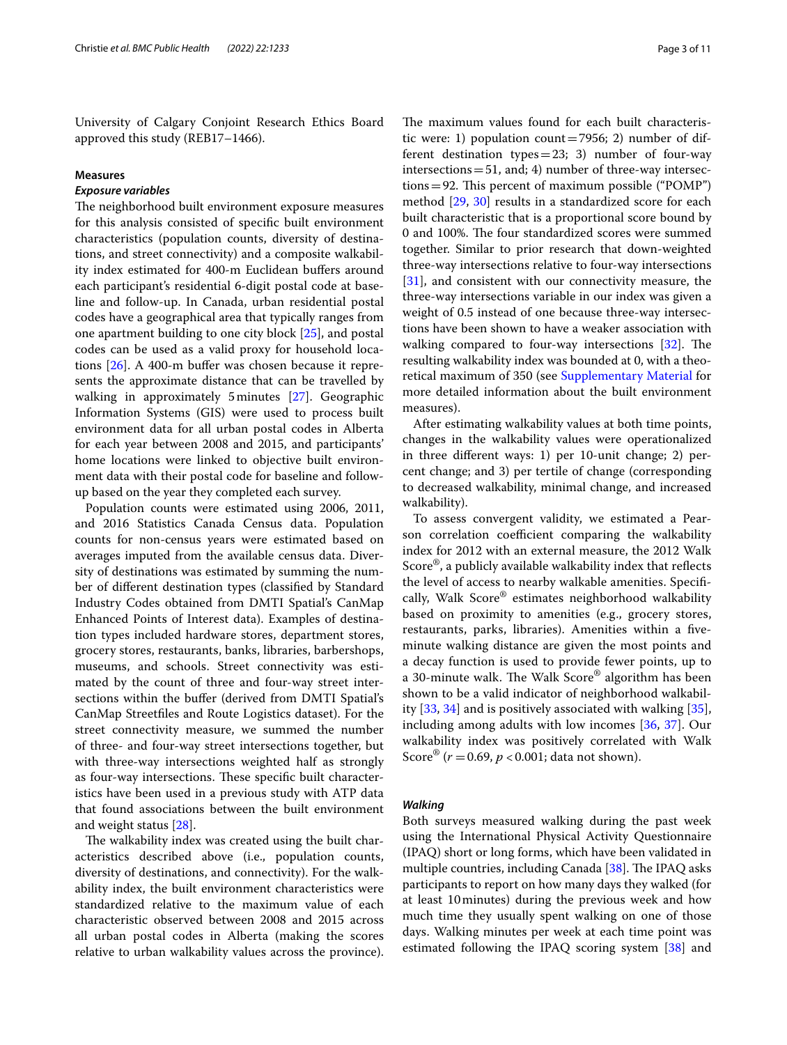University of Calgary Conjoint Research Ethics Board approved this study (REB17–1466).

### Measures

#### *Exposure variables*

The neighborhood built environment exposure measures for this analysis consisted of specific built environment characteristics (population counts, diversity of destinations, and street connectivity) and a composite walkability index estimated for 400-m Euclidean buffers around each participant's residential 6-digit postal code at baseline and follow-up. In Canada, urban residential postal codes have a geographical area that typically ranges from one apartment building to one city block [25], and postal codes can be used as a valid proxy for household locations [26]. A 400-m buffer was chosen because it represents the approximate distance that can be travelled by walking in approximately 5 minutes [27]. Geographic Information Systems (GIS) were used to process built environment data for all urban postal codes in Alberta for each year between 2008 and 2015, and participants' home locations were linked to objective built environment data with their postal code for baseline and follow-up based on the year they completed each survey.

Population counts were estimated using 2006, 2011, and 2016 Statistics Canada Census data. Population counts for non-census years were estimated based on averages imputed from the available census data. Diversity of destinations was estimated by summing the number of different destination types (classified by Standard Industry Codes obtained from DMTI Spatial's CanMap Enhanced Points of Interest data). Examples of destination types included hardware stores, department stores, grocery stores, restaurants, banks, libraries, barbershops, museums, and schools. Street connectivity was estimated by the count of three and four-way street intersections within the buffer (derived from DMTI Spatial's CanMap Streetfiles and Route Logistics dataset). For the street connectivity measure, we summed the number of three- and four-way street intersections together, but with three-way intersections weighted half as strongly as four-way intersections. These specific built characteristics have been used in a previous study with ATP data that found associations between the built environment and weight status [28].

The walkability index was created using the built characteristics described above (i.e., population counts, diversity of destinations, and connectivity). For the walkability index, the built environment characteristics were standardized relative to the maximum value of each characteristic observed between 2008 and 2015 across all urban postal codes in Alberta (making the scores relative to urban walkability values across the province). The maximum values found for each built characteristic were: 1) population count = 7956; 2) number of different destination types = 23; 3) number of four-way intersections = 51, and; 4) number of three-way intersections = 92. This percent of maximum possible ("POMP") method [29, 30] results in a standardized score for each built characteristic that is a proportional score bound by 0 and 100%. The four standardized scores were summed together. Similar to prior research that down-weighted three-way intersections relative to four-way intersections [31], and consistent with our connectivity measure, the three-way intersections variable in our index was given a weight of 0.5 instead of one because three-way intersections have been shown to have a weaker association with walking compared to four-way intersections [32]. The resulting walkability index was bounded at 0, with a theoretical maximum of 350 (see Supplementary Material for more detailed information about the built environment measures).

After estimating walkability values at both time points, changes in the walkability values were operationalized in three different ways: 1) per 10-unit change; 2) percent change; and 3) per tertile of change (corresponding to decreased walkability, minimal change, and increased walkability).

To assess convergent validity, we estimated a Pearson correlation coefficient comparing the walkability index for 2012 with an external measure, the 2012 Walk Score®, a publicly available walkability index that reflects the level of access to nearby walkable amenities. Specifically, Walk Score® estimates neighborhood walkability based on proximity to amenities (e.g., grocery stores, restaurants, parks, libraries). Amenities within a five-minute walking distance are given the most points and a decay function is used to provide fewer points, up to a 30-minute walk. The Walk Score® algorithm has been shown to be a valid indicator of neighborhood walkability [33, 34] and is positively associated with walking [35], including among adults with low incomes [36, 37]. Our walkability index was positively correlated with Walk Score® ($r = 0.69$, $p < 0.001$; data not shown).

#### *Walking*

Both surveys measured walking during the past week using the International Physical Activity Questionnaire (IPAQ) short or long forms, which have been validated in multiple countries, including Canada [38]. The IPAQ asks participants to report on how many days they walked (for at least 10 minutes) during the previous week and how much time they usually spent walking on one of those days. Walking minutes per week at each time point was estimated following the IPAQ scoring system [38] and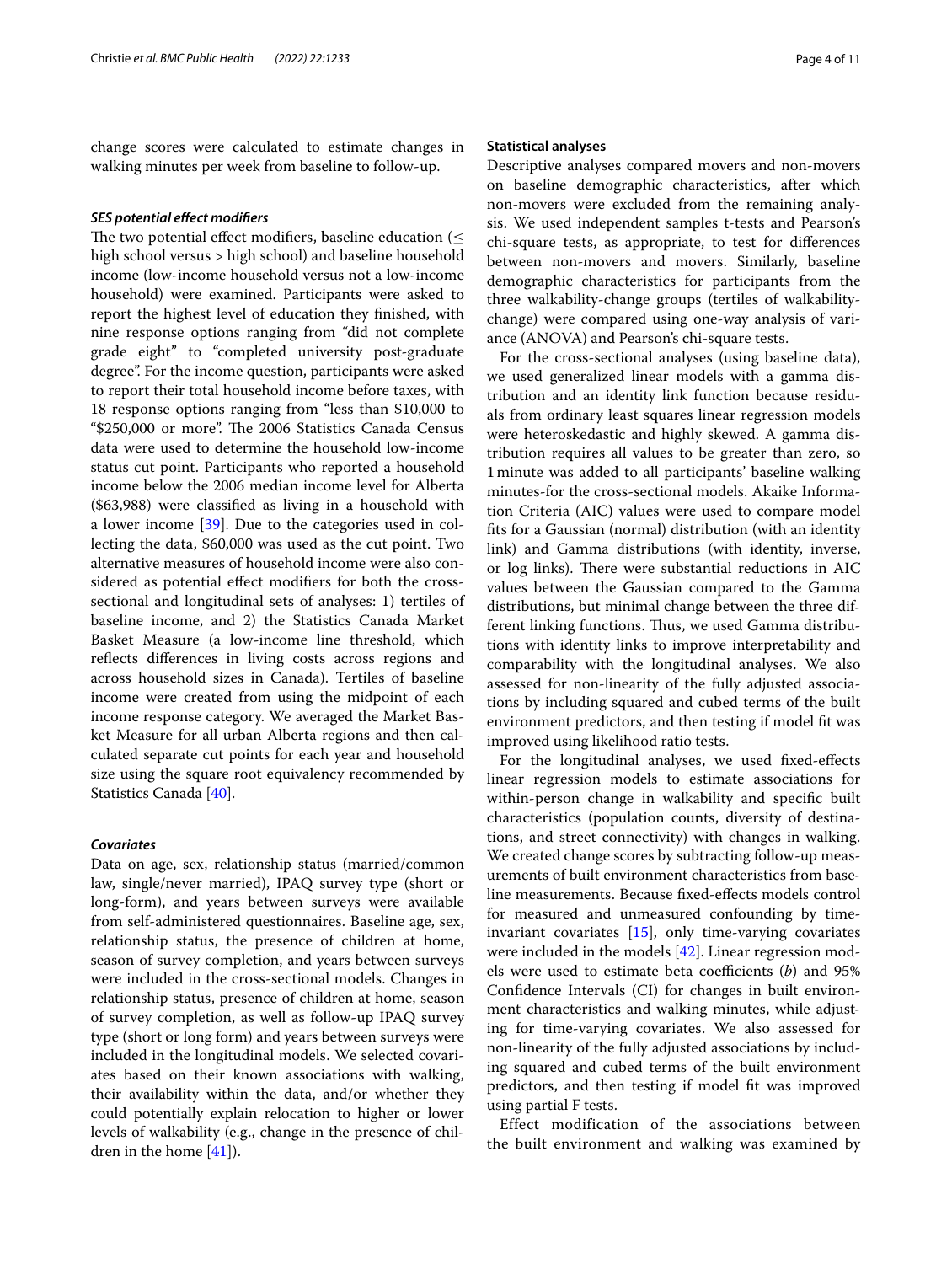change scores were calculated to estimate changes in walking minutes per week from baseline to follow-up.

### *SES potential effect modifiers*

The two potential effect modifiers, baseline education (≤ high school versus > high school) and baseline household income (low-income household versus not a low-income household) were examined. Participants were asked to report the highest level of education they finished, with nine response options ranging from "did not complete grade eight" to "completed university post-graduate degree". For the income question, participants were asked to report their total household income before taxes, with 18 response options ranging from "less than $10,000 to "$250,000 or more". The 2006 Statistics Canada Census data were used to determine the household low-income status cut point. Participants who reported a household income below the 2006 median income level for Alberta ($63,988) were classified as living in a household with a lower income [39]. Due to the categories used in collecting the data, $60,000 was used as the cut point. Two alternative measures of household income were also considered as potential effect modifiers for both the cross-sectional and longitudinal sets of analyses: 1) tertiles of baseline income, and 2) the Statistics Canada Market Basket Measure (a low-income line threshold, which reflects differences in living costs across regions and across household sizes in Canada). Tertiles of baseline income were created from using the midpoint of each income response category. We averaged the Market Basket Measure for all urban Alberta regions and then calculated separate cut points for each year and household size using the square root equivalency recommended by Statistics Canada [40].

### *Covariates*

Data on age, sex, relationship status (married/common law, single/never married), IPAQ survey type (short or long-form), and years between surveys were available from self-administered questionnaires. Baseline age, sex, relationship status, the presence of children at home, season of survey completion, and years between surveys were included in the cross-sectional models. Changes in relationship status, presence of children at home, season of survey completion, as well as follow-up IPAQ survey type (short or long form) and years between surveys were included in the longitudinal models. We selected covariates based on their known associations with walking, their availability within the data, and/or whether they could potentially explain relocation to higher or lower levels of walkability (e.g., change in the presence of children in the home [41]).

### Statistical analyses

Descriptive analyses compared movers and non-movers on baseline demographic characteristics, after which non-movers were excluded from the remaining analysis. We used independent samples t-tests and Pearson's chi-square tests, as appropriate, to test for differences between non-movers and movers. Similarly, baseline demographic characteristics for participants from the three walkability-change groups (tertiles of walkability-change) were compared using one-way analysis of variance (ANOVA) and Pearson's chi-square tests.

For the cross-sectional analyses (using baseline data), we used generalized linear models with a gamma distribution and an identity link function because residuals from ordinary least squares linear regression models were heteroskedastic and highly skewed. A gamma distribution requires all values to be greater than zero, so 1 minute was added to all participants' baseline walking minutes-for the cross-sectional models. Akaike Information Criteria (AIC) values were used to compare model fits for a Gaussian (normal) distribution (with an identity link) and Gamma distributions (with identity, inverse, or log links). There were substantial reductions in AIC values between the Gaussian compared to the Gamma distributions, but minimal change between the three different linking functions. Thus, we used Gamma distributions with identity links to improve interpretability and comparability with the longitudinal analyses. We also assessed for non-linearity of the fully adjusted associations by including squared and cubed terms of the built environment predictors, and then testing if model fit was improved using likelihood ratio tests.

For the longitudinal analyses, we used fixed-effects linear regression models to estimate associations for within-person change in walkability and specific built characteristics (population counts, diversity of destinations, and street connectivity) with changes in walking. We created change scores by subtracting follow-up measurements of built environment characteristics from baseline measurements. Because fixed-effects models control for measured and unmeasured confounding by time-invariant covariates [15], only time-varying covariates were included in the models [42]. Linear regression models were used to estimate beta coefficients (*b*) and 95% Confidence Intervals (CI) for changes in built environment characteristics and walking minutes, while adjusting for time-varying covariates. We also assessed for non-linearity of the fully adjusted associations by including squared and cubed terms of the built environment predictors, and then testing if model fit was improved using partial F tests.

Effect modification of the associations between the built environment and walking was examined by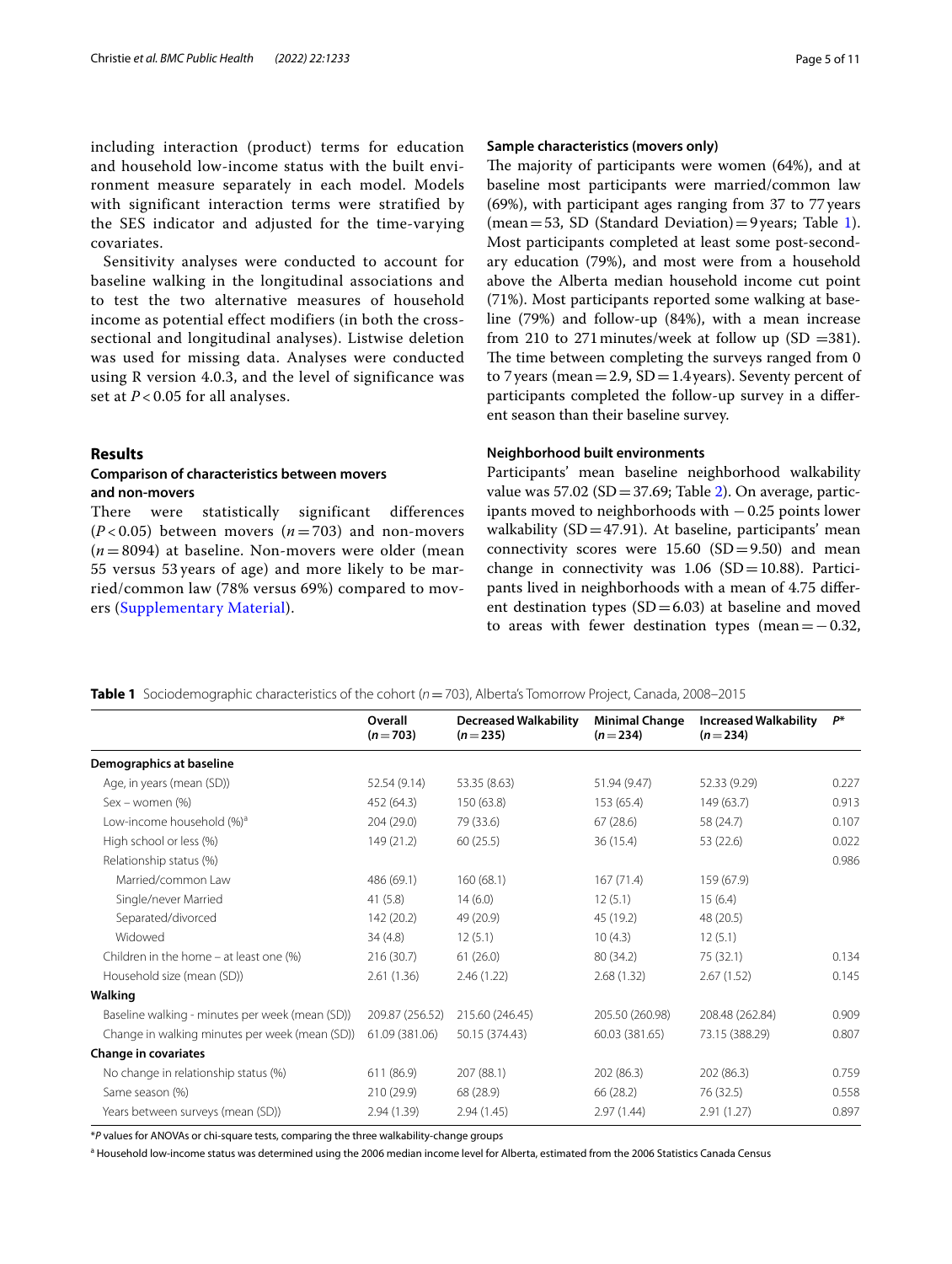including interaction (product) terms for education and household low-income status with the built environment measure separately in each model. Models with significant interaction terms were stratified by the SES indicator and adjusted for the time-varying covariates.

Sensitivity analyses were conducted to account for baseline walking in the longitudinal associations and to test the two alternative measures of household income as potential effect modifiers (in both the cross-sectional and longitudinal analyses). Listwise deletion was used for missing data. Analyses were conducted using R version 4.0.3, and the level of significance was set at $P < 0.05$ for all analyses.

## Results

### Comparison of characteristics between movers and non-movers

There were statistically significant differences ($P < 0.05$) between movers ($n = 703$) and non-movers ($n = 8094$) at baseline. Non-movers were older (mean 55 versus 53 years of age) and more likely to be married/common law (78% versus 69%) compared to movers (Supplementary Material).

### Sample characteristics (movers only)

The majority of participants were women (64%), and at baseline most participants were married/common law (69%), with participant ages ranging from 37 to 77 years (mean = 53, SD (Standard Deviation) = 9 years; Table 1). Most participants completed at least some post-secondary education (79%), and most were from a household above the Alberta median household income cut point (71%). Most participants reported some walking at baseline (79%) and follow-up (84%), with a mean increase from 210 to 271 minutes/week at follow up (SD = 381). The time between completing the surveys ranged from 0 to 7 years (mean = 2.9, SD = 1.4 years). Seventy percent of participants completed the follow-up survey in a different season than their baseline survey.

### Neighborhood built environments

Participants' mean baseline neighborhood walkability value was 57.02 (SD = 37.69; Table 2). On average, participants moved to neighborhoods with −0.25 points lower walkability (SD = 47.91). At baseline, participants' mean connectivity scores were 15.60 (SD = 9.50) and mean change in connectivity was 1.06 (SD = 10.88). Participants lived in neighborhoods with a mean of 4.75 different destination types (SD = 6.03) at baseline and moved to areas with fewer destination types (mean = −0.32,

**Table 1** Sociodemographic characteristics of the cohort ($n = 703$), Alberta's Tomorrow Project, Canada, 2008–2015

| | Overall ($n = 703$) | Decreased Walkability ($n = 235$) | Minimal Change ($n = 234$) | Increased Walkability ($n = 234$) | P* |
|---|---|---|---|---|---|
| **Demographics at baseline** | | | | | |
| Age, in years (mean (SD)) | 52.54 (9.14) | 53.35 (8.63) | 51.94 (9.47) | 52.33 (9.29) | 0.227 |
| Sex – women (%) | 452 (64.3) | 150 (63.8) | 153 (65.4) | 149 (63.7) | 0.913 |
| Low-income household (%)[a] | 204 (29.0) | 79 (33.6) | 67 (28.6) | 58 (24.7) | 0.107 |
| High school or less (%) | 149 (21.2) | 60 (25.5) | 36 (15.4) | 53 (22.6) | 0.022 |
| Relationship status (%) | | | | | 0.986 |
| Married/common Law | 486 (69.1) | 160 (68.1) | 167 (71.4) | 159 (67.9) | |
| Single/never Married | 41 (5.8) | 14 (6.0) | 12 (5.1) | 15 (6.4) | |
| Separated/divorced | 142 (20.2) | 49 (20.9) | 45 (19.2) | 48 (20.5) | |
| Widowed | 34 (4.8) | 12 (5.1) | 10 (4.3) | 12 (5.1) | |
| Children in the home – at least one (%) | 216 (30.7) | 61 (26.0) | 80 (34.2) | 75 (32.1) | 0.134 |
| Household size (mean (SD)) | 2.61 (1.36) | 2.46 (1.22) | 2.68 (1.32) | 2.67 (1.52) | 0.145 |
| **Walking** | | | | | |
| Baseline walking - minutes per week (mean (SD)) | 209.87 (256.52) | 215.60 (246.45) | 205.50 (260.98) | 208.48 (262.84) | 0.909 |
| Change in walking minutes per week (mean (SD)) | 61.09 (381.06) | 50.15 (374.43) | 60.03 (381.65) | 73.15 (388.29) | 0.807 |
| **Change in covariates** | | | | | |
| No change in relationship status (%) | 611 (86.9) | 207 (88.1) | 202 (86.3) | 202 (86.3) | 0.759 |
| Same season (%) | 210 (29.9) | 68 (28.9) | 66 (28.2) | 76 (32.5) | 0.558 |
| Years between surveys (mean (SD)) | 2.94 (1.39) | 2.94 (1.45) | 2.97 (1.44) | 2.91 (1.27) | 0.897 |

\*P values for ANOVAs or chi-square tests, comparing the three walkability-change groups

[a] Household low-income status was determined using the 2006 median income level for Alberta, estimated from the 2006 Statistics Canada Census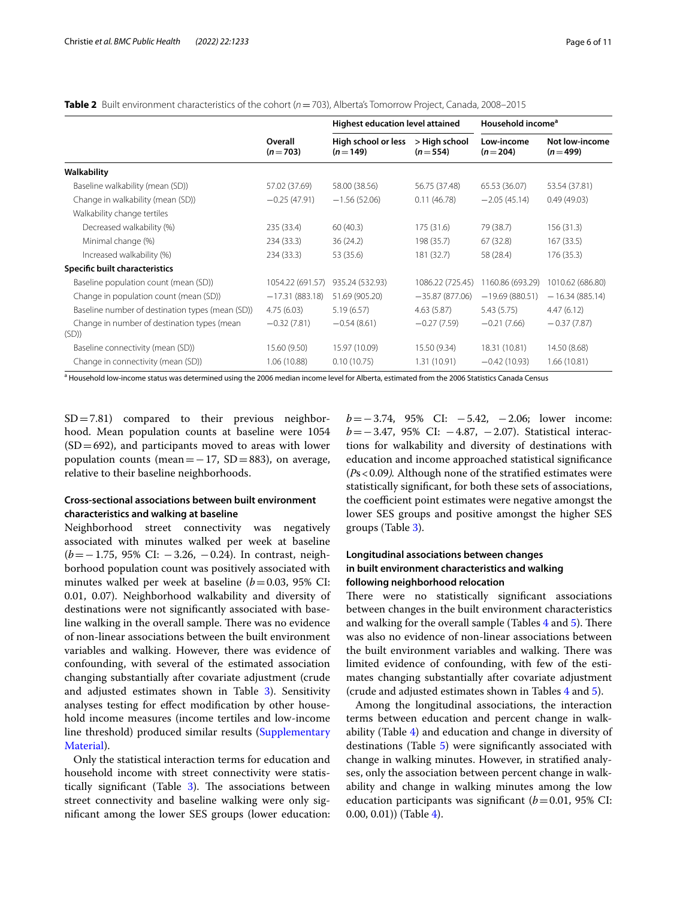**Table 2** Built environment characteristics of the cohort ($n = 703$), Alberta's Tomorrow Project, Canada, 2008–2015

| | Overall ($n = 703$) | Highest education level attained | | Household income[a] | |
|---|---|---|---|---|---|
| | | High school or less ($n = 149$) | > High school ($n = 554$) | Low-income ($n = 204$) | Not low-income ($n = 499$) |
| **Walkability** | | | | | |
| Baseline walkability (mean (SD)) | 57.02 (37.69) | 58.00 (38.56) | 56.75 (37.48) | 65.53 (36.07) | 53.54 (37.81) |
| Change in walkability (mean (SD)) | −0.25 (47.91) | −1.56 (52.06) | 0.11 (46.78) | −2.05 (45.14) | 0.49 (49.03) |
| Walkability change tertiles | | | | | |
| Decreased walkability (%) | 235 (33.4) | 60 (40.3) | 175 (31.6) | 79 (38.7) | 156 (31.3) |
| Minimal change (%) | 234 (33.3) | 36 (24.2) | 198 (35.7) | 67 (32.8) | 167 (33.5) |
| Increased walkability (%) | 234 (33.3) | 53 (35.6) | 181 (32.7) | 58 (28.4) | 176 (35.3) |
| **Specific built characteristics** | | | | | |
| Baseline population count (mean (SD)) | 1054.22 (691.57) | 935.24 (532.93) | 1086.22 (725.45) | 1160.86 (693.29) | 1010.62 (686.80) |
| Change in population count (mean (SD)) | −17.31 (883.18) | 51.69 (905.20) | −35.87 (877.06) | −19.69 (880.51) | −16.34 (885.14) |
| Baseline number of destination types (mean (SD)) | 4.75 (6.03) | 5.19 (6.57) | 4.63 (5.87) | 5.43 (5.75) | 4.47 (6.12) |
| Change in number of destination types (mean (SD)) | −0.32 (7.81) | −0.54 (8.61) | −0.27 (7.59) | −0.21 (7.66) | −0.37 (7.87) |
| Baseline connectivity (mean (SD)) | 15.60 (9.50) | 15.97 (10.09) | 15.50 (9.34) | 18.31 (10.81) | 14.50 (8.68) |
| Change in connectivity (mean (SD)) | 1.06 (10.88) | 0.10 (10.75) | 1.31 (10.91) | −0.42 (10.93) | 1.66 (10.81) |

[a] Household low-income status was determined using the 2006 median income level for Alberta, estimated from the 2006 Statistics Canada Census

SD = 7.81) compared to their previous neighborhood. Mean population counts at baseline were 1054 (SD = 692), and participants moved to areas with lower population counts (mean = −17, SD = 883), on average, relative to their baseline neighborhoods.

### Cross-sectional associations between built environment characteristics and walking at baseline

Neighborhood street connectivity was negatively associated with minutes walked per week at baseline ($b = -1.75$, 95% CI: −3.26, −0.24). In contrast, neighborhood population count was positively associated with minutes walked per week at baseline ($b = 0.03$, 95% CI: 0.01, 0.07). Neighborhood walkability and diversity of destinations were not significantly associated with baseline walking in the overall sample. There was no evidence of non-linear associations between the built environment variables and walking. However, there was evidence of confounding, with several of the estimated association changing substantially after covariate adjustment (crude and adjusted estimates shown in Table 3). Sensitivity analyses testing for effect modification by other household income measures (income tertiles and low-income line threshold) produced similar results (Supplementary Material).

Only the statistical interaction terms for education and household income with street connectivity were statistically significant (Table 3). The associations between street connectivity and baseline walking were only significant among the lower SES groups (lower education: $b = -3.74$, 95% CI: −5.42, −2.06; lower income: $b = -3.47$, 95% CI: −4.87, −2.07). Statistical interactions for walkability and diversity of destinations with education and income approached statistical significance (*P*s < 0.09*)*. Although none of the stratified estimates were statistically significant, for both these sets of associations, the coefficient point estimates were negative amongst the lower SES groups and positive amongst the higher SES groups (Table 3).

### Longitudinal associations between changes in built environment characteristics and walking following neighborhood relocation

There were no statistically significant associations between changes in the built environment characteristics and walking for the overall sample (Tables 4 and 5). There was also no evidence of non-linear associations between the built environment variables and walking. There was limited evidence of confounding, with few of the estimates changing substantially after covariate adjustment (crude and adjusted estimates shown in Tables 4 and 5).

Among the longitudinal associations, the interaction terms between education and percent change in walkability (Table 4) and education and change in diversity of destinations (Table 5) were significantly associated with change in walking minutes. However, in stratified analyses, only the association between percent change in walkability and change in walking minutes among the low education participants was significant ($b = 0.01$, 95% CI: 0.00, 0.01)) (Table 4).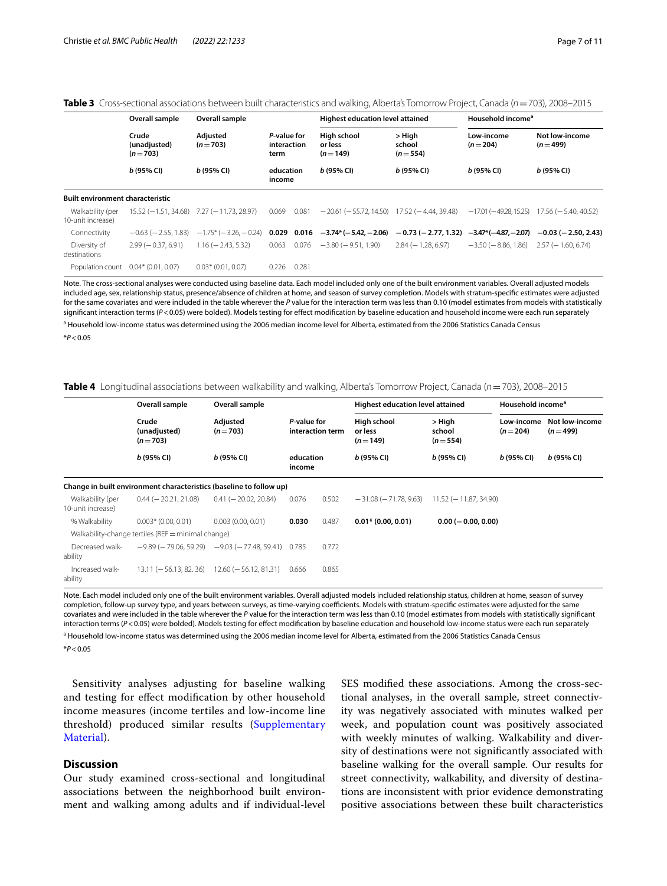**Table 3** Cross-sectional associations between built characteristics and walking, Alberta's Tomorrow Project, Canada ($n = 703$), 2008–2015

| | Overall sample | Overall sample | | | Highest education level attained | | Household income[a] | |
|---|---|---|---|---|---|---|---|---|
| | Crude (unadjusted) ($n = 703$) | Adjusted ($n = 703$) | *P*-value for interaction term | | High school or less ($n = 149$) | > High school ($n = 554$) | Low-income ($n = 204$) | Not low-income ($n = 499$) |
| | *b* (95% CI) | *b* (95% CI) | education | income | *b* (95% CI) | *b* (95% CI) | *b* (95% CI) | *b* (95% CI) |
| **Built environment characteristic** | | | | | | | | |
| Walkability (per 10-unit increase) | 15.52 (−1.51, 34.68) | 7.27 (−11.73, 28.97) | 0.069 | 0.081 | −20.61 (−55.72, 14.50) | 17.52 (−4.44, 39.48) | −17.01 (−49.28, 15.25) | 17.56 (−5.40, 40.52) |
| Connectivity | −0.63 (−2.55, 1.83) | −1.75* (−3.26, −0.24) | **0.029** | **0.016** | **−3.74* (−5.42, −2.06)** | **−0.73 (−2.77, 1.32)** | **−3.47* (−4.87, −2.07)** | **−0.03 (−2.50, 2.43)** |
| Diversity of destinations | 2.99 (−0.37, 6.91) | 1.16 (−2.43, 5.32) | 0.063 | 0.076 | −3.80 (−9.51, 1.90) | 2.84 (−1.28, 6.97) | −3.50 (−8.86, 1.86) | 2.57 (−1.60, 6.74) |
| Population count | 0.04* (0.01, 0.07) | 0.03* (0.01, 0.07) | 0.226 | 0.281 | | | | |

Note. The cross-sectional analyses were conducted using baseline data. Each model included only one of the built environment variables. Overall adjusted models included age, sex, relationship status, presence/absence of children at home, and season of survey completion. Models with stratum-specific estimates were adjusted for the same covariates and were included in the table wherever the *P* value for the interaction term was less than 0.10 (model estimates from models with statistically significant interaction terms ($P < 0.05$) were bolded). Models testing for effect modification by baseline education and household income were each run separately

[a] Household low-income status was determined using the 2006 median income level for Alberta, estimated from the 2006 Statistics Canada Census

*$P < 0.05$

**Table 4** Longitudinal associations between walkability and walking, Alberta's Tomorrow Project, Canada ($n = 703$), 2008–2015

| | Overall sample | Overall sample | | | Highest education level attained | | Household income[a] | |
|---|---|---|---|---|---|---|---|---|
| | Crude (unadjusted) ($n = 703$) | Adjusted ($n = 703$) | *P*-value for interaction term | | High school or less ($n = 149$) | > High school ($n = 554$) | Low-income ($n = 204$) | Not low-income ($n = 499$) |
| | *b* (95% CI) | *b* (95% CI) | education | income | *b* (95% CI) | *b* (95% CI) | *b* (95% CI) | *b* (95% CI) |
| **Change in built environment characteristics (baseline to follow up)** | | | | | | | | |
| Walkability (per 10-unit increase) | 0.44 (−20.21, 21.08) | 0.41 (−20.02, 20.84) | 0.076 | 0.502 | −31.08 (−71.78, 9.63) | 11.52 (−11.87, 34.90) | | |
| % Walkability | 0.003* (0.00, 0.01) | 0.003 (0.00, 0.01) | **0.030** | 0.487 | **0.01* (0.00, 0.01)** | **0.00 (−0.00, 0.00)** | | |
| Walkability-change tertiles (REF = minimal change) | | | | | | | | |
| Decreased walkability | −9.89 (−79.06, 59.29) | −9.03 (−77.48, 59.41) | 0.785 | 0.772 | | | | |
| Increased walkability | 13.11 (−56.13, 82.36) | 12.60 (−56.12, 81.31) | 0.666 | 0.865 | | | | |

Note. Each model included only one of the built environment variables. Overall adjusted models included relationship status, children at home, season of survey completion, follow-up survey type, and years between surveys, as time-varying coefficients. Models with stratum-specific estimates were adjusted for the same covariates and were included in the table wherever the *P* value for the interaction term was less than 0.10 (model estimates from models with statistically significant interaction terms ($P < 0.05$) were bolded). Models testing for effect modification by baseline education and household low-income status were each run separately

[a] Household low-income status was determined using the 2006 median income level for Alberta, estimated from the 2006 Statistics Canada Census

*$P < 0.05$

Sensitivity analyses adjusting for baseline walking and testing for effect modification by other household income measures (income tertiles and low-income line threshold) produced similar results (Supplementary Material).

## Discussion

Our study examined cross-sectional and longitudinal associations between the neighborhood built environment and walking among adults and if individual-level SES modified these associations. Among the cross-sectional analyses, in the overall sample, street connectivity was negatively associated with minutes walked per week, and population count was positively associated with weekly minutes of walking. Walkability and diversity of destinations were not significantly associated with baseline walking for the overall sample. Our results for street connectivity, walkability, and diversity of destinations are inconsistent with prior evidence demonstrating positive associations between these built characteristics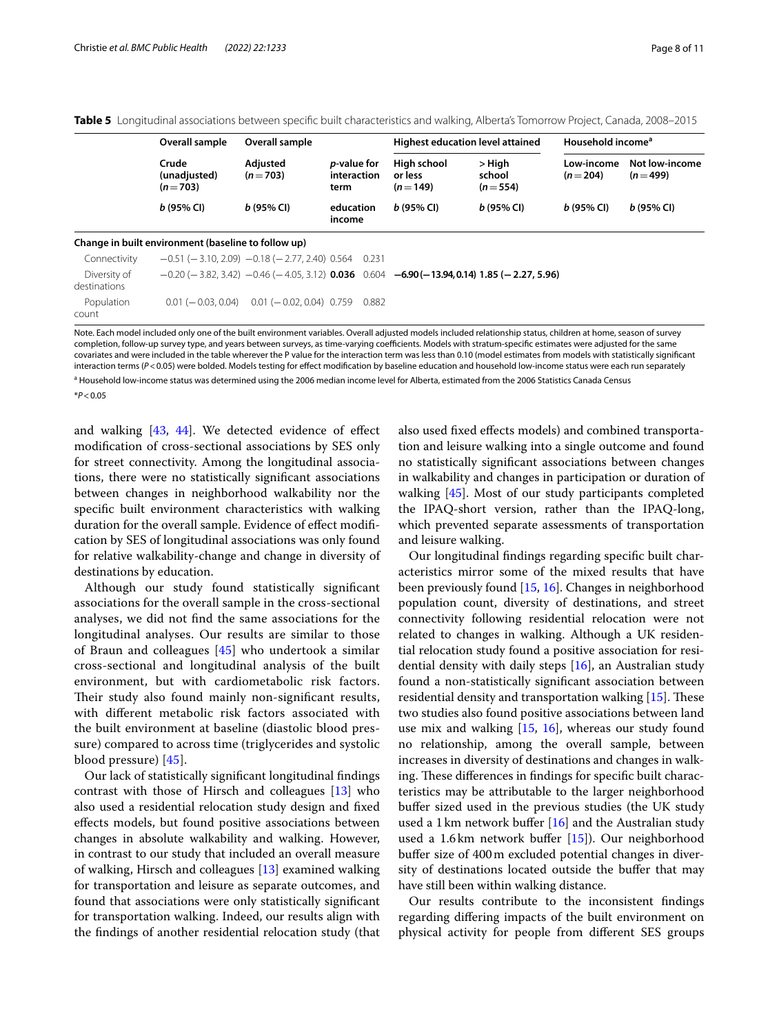**Table 5** Longitudinal associations between specific built characteristics and walking, Alberta's Tomorrow Project, Canada, 2008–2015

| | Overall sample | Overall sample | *p*-value for interaction term | | Highest education level attained | | Household income[a] | |
|---|---|---|---|---|---|---|---|---|
| | Crude (unadjusted) (*n* = 703) | Adjusted (*n* = 703) | education | income | High school or less (*n* = 149) | > High school (*n* = 554) | Low-income (*n* = 204) | Not low-income (*n* = 499) |
| | *b* (95% CI) | *b* (95% CI) | | | *b* (95% CI) | *b* (95% CI) | *b* (95% CI) | *b* (95% CI) |
| **Change in built environment (baseline to follow up)** | | | | | | | | |
| Connectivity | −0.51 (−3.10, 2.09) | −0.18 (−2.77, 2.40) | 0.564 | 0.231 | | | | |
| Diversity of destinations | −0.20 (−3.82, 3.42) | −0.46 (−4.05, 3.12) | **0.036** | 0.604 | **−6.90 (−13.94, 0.14)** | 1.85 (−2.27, 5.96) | | |
| Population count | 0.01 (−0.03, 0.04) | 0.01 (−0.02, 0.04) | 0.759 | 0.882 | | | | |

Note. Each model included only one of the built environment variables. Overall adjusted models included relationship status, children at home, season of survey completion, follow-up survey type, and years between surveys, as time-varying coefficients. Models with stratum-specific estimates were adjusted for the same covariates and were included in the table wherever the P value for the interaction term was less than 0.10 (model estimates from models with statistically significant interaction terms ($P < 0.05$) were bolded. Models testing for effect modification by baseline education and household low-income status were each run separately

[a] Household low-income status was determined using the 2006 median income level for Alberta, estimated from the 2006 Statistics Canada Census

*$P < 0.05$

and walking [43, 44]. We detected evidence of effect modification of cross-sectional associations by SES only for street connectivity. Among the longitudinal associations, there were no statistically significant associations between changes in neighborhood walkability nor the specific built environment characteristics with walking duration for the overall sample. Evidence of effect modification by SES of longitudinal associations was only found for relative walkability-change and change in diversity of destinations by education.

Although our study found statistically significant associations for the overall sample in the cross-sectional analyses, we did not find the same associations for the longitudinal analyses. Our results are similar to those of Braun and colleagues [45] who undertook a similar cross-sectional and longitudinal analysis of the built environment, but with cardiometabolic risk factors. Their study also found mainly non-significant results, with different metabolic risk factors associated with the built environment at baseline (diastolic blood pressure) compared to across time (triglycerides and systolic blood pressure) [45].

Our lack of statistically significant longitudinal findings contrast with those of Hirsch and colleagues [13] who also used a residential relocation study design and fixed effects models, but found positive associations between changes in absolute walkability and walking. However, in contrast to our study that included an overall measure of walking, Hirsch and colleagues [13] examined walking for transportation and leisure as separate outcomes, and found that associations were only statistically significant for transportation walking. Indeed, our results align with the findings of another residential relocation study (that also used fixed effects models) and combined transportation and leisure walking into a single outcome and found no statistically significant associations between changes in walkability and changes in participation or duration of walking [45]. Most of our study participants completed the IPAQ-short version, rather than the IPAQ-long, which prevented separate assessments of transportation and leisure walking.

Our longitudinal findings regarding specific built characteristics mirror some of the mixed results that have been previously found [15, 16]. Changes in neighborhood population count, diversity of destinations, and street connectivity following residential relocation were not related to changes in walking. Although a UK residential relocation study found a positive association for residential density with daily steps [16], an Australian study found a non-statistically significant association between residential density and transportation walking [15]. These two studies also found positive associations between land use mix and walking [15, 16], whereas our study found no relationship, among the overall sample, between increases in diversity of destinations and changes in walking. These differences in findings for specific built characteristics may be attributable to the larger neighborhood buffer sized used in the previous studies (the UK study used a 1 km network buffer [16] and the Australian study used a 1.6 km network buffer [15]). Our neighborhood buffer size of 400 m excluded potential changes in diversity of destinations located outside the buffer that may have still been within walking distance.

Our results contribute to the inconsistent findings regarding differing impacts of the built environment on physical activity for people from different SES groups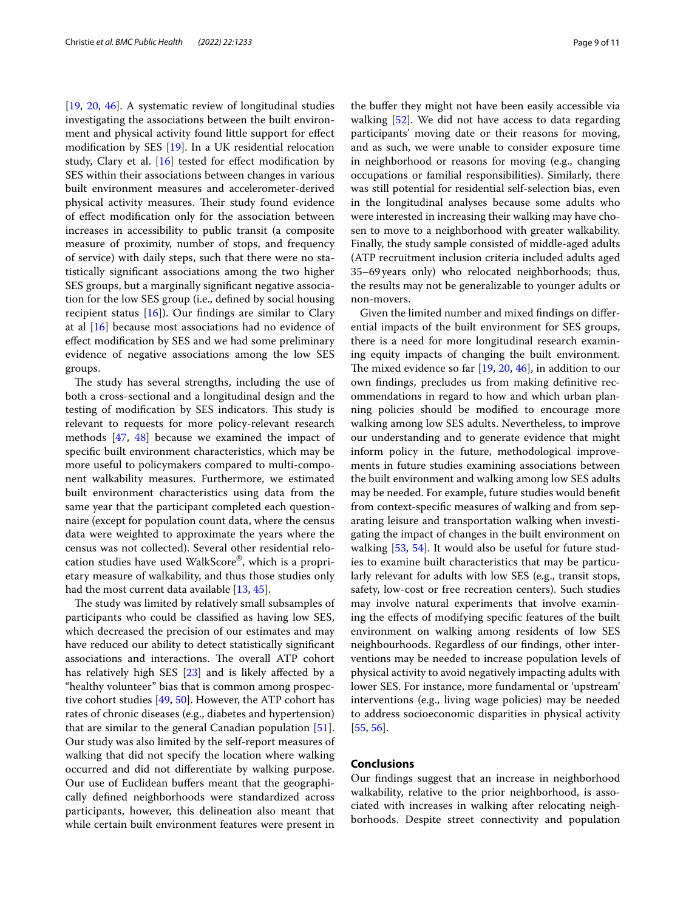[19, 20, 46]. A systematic review of longitudinal studies investigating the associations between the built environment and physical activity found little support for effect modification by SES [19]. In a UK residential relocation study, Clary et al. [16] tested for effect modification by SES within their associations between changes in various built environment measures and accelerometer-derived physical activity measures. Their study found evidence of effect modification only for the association between increases in accessibility to public transit (a composite measure of proximity, number of stops, and frequency of service) with daily steps, such that there were no statistically significant associations among the two higher SES groups, but a marginally significant negative association for the low SES group (i.e., defined by social housing recipient status [16]). Our findings are similar to Clary at al [16] because most associations had no evidence of effect modification by SES and we had some preliminary evidence of negative associations among the low SES groups.

The study has several strengths, including the use of both a cross-sectional and a longitudinal design and the testing of modification by SES indicators. This study is relevant to requests for more policy-relevant research methods [47, 48] because we examined the impact of specific built environment characteristics, which may be more useful to policymakers compared to multi-component walkability measures. Furthermore, we estimated built environment characteristics using data from the same year that the participant completed each questionnaire (except for population count data, where the census data were weighted to approximate the years where the census was not collected). Several other residential relocation studies have used WalkScore®, which is a proprietary measure of walkability, and thus those studies only had the most current data available [13, 45].

The study was limited by relatively small subsamples of participants who could be classified as having low SES, which decreased the precision of our estimates and may have reduced our ability to detect statistically significant associations and interactions. The overall ATP cohort has relatively high SES [23] and is likely affected by a "healthy volunteer" bias that is common among prospective cohort studies [49, 50]. However, the ATP cohort has rates of chronic diseases (e.g., diabetes and hypertension) that are similar to the general Canadian population [51]. Our study was also limited by the self-report measures of walking that did not specify the location where walking occurred and did not differentiate by walking purpose. Our use of Euclidean buffers meant that the geographically defined neighborhoods were standardized across participants, however, this delineation also meant that while certain built environment features were present in the buffer they might not have been easily accessible via walking [52]. We did not have access to data regarding participants' moving date or their reasons for moving, and as such, we were unable to consider exposure time in neighborhood or reasons for moving (e.g., changing occupations or familial responsibilities). Similarly, there was still potential for residential self-selection bias, even in the longitudinal analyses because some adults who were interested in increasing their walking may have chosen to move to a neighborhood with greater walkability. Finally, the study sample consisted of middle-aged adults (ATP recruitment inclusion criteria included adults aged 35–69 years only) who relocated neighborhoods; thus, the results may not be generalizable to younger adults or non-movers.

Given the limited number and mixed findings on differential impacts of the built environment for SES groups, there is a need for more longitudinal research examining equity impacts of changing the built environment. The mixed evidence so far [19, 20, 46], in addition to our own findings, precludes us from making definitive recommendations in regard to how and which urban planning policies should be modified to encourage more walking among low SES adults. Nevertheless, to improve our understanding and to generate evidence that might inform policy in the future, methodological improvements in future studies examining associations between the built environment and walking among low SES adults may be needed. For example, future studies would benefit from context-specific measures of walking and from separating leisure and transportation walking when investigating the impact of changes in the built environment on walking [53, 54]. It would also be useful for future studies to examine built characteristics that may be particularly relevant for adults with low SES (e.g., transit stops, safety, low-cost or free recreation centers). Such studies may involve natural experiments that involve examining the effects of modifying specific features of the built environment on walking among residents of low SES neighbourhoods. Regardless of our findings, other interventions may be needed to increase population levels of physical activity to avoid negatively impacting adults with lower SES. For instance, more fundamental or 'upstream' interventions (e.g., living wage policies) may be needed to address socioeconomic disparities in physical activity [55, 56].

## Conclusions

Our findings suggest that an increase in neighborhood walkability, relative to the prior neighborhood, is associated with increases in walking after relocating neighborhoods. Despite street connectivity and population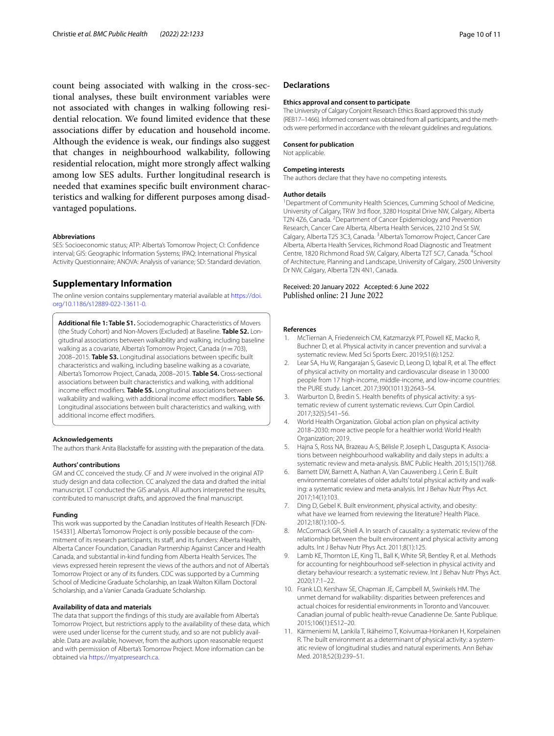count being associated with walking in the cross-sectional analyses, these built environment variables were not associated with changes in walking following residential relocation. We found limited evidence that these associations differ by education and household income. Although the evidence is weak, our findings also suggest that changes in neighbourhood walkability, following residential relocation, might more strongly affect walking among low SES adults. Further longitudinal research is needed that examines specific built environment characteristics and walking for different purposes among disadvantaged populations.

#### Abbreviations

SES: Socioeconomic status; ATP: Alberta's Tomorrow Project; CI: Confidence interval; GIS: Geographic Information Systems; IPAQ: International Physical Activity Questionnaire; ANOVA: Analysis of variance; SD: Standard deviation.

## Supplementary Information

The online version contains supplementary material available at https://doi.org/10.1186/s12889-022-13611-0.

**Additional file 1: Table S1.** Sociodemographic Characteristics of Movers (the Study Cohort) and Non-Movers (Excluded) at Baseline. **Table S2.** Longitudinal associations between walkability and walking, including baseline walking as a covariate, Alberta's Tomorrow Project, Canada ($n = 703$), 2008–2015. **Table S3.** Longitudinal associations between specific built characteristics and walking, including baseline walking as a covariate, Alberta's Tomorrow Project, Canada, 2008–2015. **Table S4.** Cross-sectional associations between built characteristics and walking, with additional income effect modifiers. **Table S5.** Longitudinal associations between walkability and walking, with additional income effect modifiers. **Table S6.** Longitudinal associations between built characteristics and walking, with additional income effect modifiers.

#### Acknowledgements

The authors thank Anita Blackstaffe for assisting with the preparation of the data.

#### Authors' contributions

GM and CC conceived the study. CF and JV were involved in the original ATP study design and data collection. CC analyzed the data and drafted the initial manuscript. LT conducted the GIS analysis. All authors interpreted the results, contributed to manuscript drafts, and approved the final manuscript.

#### Funding

This work was supported by the Canadian Institutes of Health Research [FDN-154331]. Alberta's Tomorrow Project is only possible because of the commitment of its research participants, its staff, and its funders: Alberta Health, Alberta Cancer Foundation, Canadian Partnership Against Cancer and Health Canada, and substantial in-kind funding from Alberta Health Services. The views expressed herein represent the views of the authors and not of Alberta's Tomorrow Project or any of its funders. CDC was supported by a Cumming School of Medicine Graduate Scholarship, an Izaak Walton Killam Doctoral Scholarship, and a Vanier Canada Graduate Scholarship.

#### Availability of data and materials

The data that support the findings of this study are available from Alberta's Tomorrow Project, but restrictions apply to the availability of these data, which were used under license for the current study, and so are not publicly available. Data are available, however, from the authors upon reasonable request and with permission of Alberta's Tomorrow Project. More information can be obtained via https://myatpresearch.ca.

### Declarations

#### Ethics approval and consent to participate

The University of Calgary Conjoint Research Ethics Board approved this study (REB17–1466). Informed consent was obtained from all participants, and the methods were performed in accordance with the relevant guidelines and regulations.

#### Consent for publication

Not applicable.

#### Competing interests

The authors declare that they have no competing interests.

#### Author details

[1]Department of Community Health Sciences, Cumming School of Medicine, University of Calgary, TRW 3rd floor, 3280 Hospital Drive NW, Calgary, Alberta T2N 4Z6, Canada. [2]Department of Cancer Epidemiology and Prevention Research, Cancer Care Alberta, Alberta Health Services, 2210 2nd St SW, Calgary, Alberta T2S 3C3, Canada. [3]Alberta's Tomorrow Project, Cancer Care Alberta, Alberta Health Services, Richmond Road Diagnostic and Treatment Centre, 1820 Richmond Road SW, Calgary, Alberta T2T 5C7, Canada. [4]School of Architecture, Planning and Landscape, University of Calgary, 2500 University Dr NW, Calgary, Alberta T2N 4N1, Canada.

Received: 20 January 2022 Accepted: 6 June 2022
Published online: 21 June 2022

#### References

1. McTiernan A, Friedenreich CM, Katzmarzyk PT, Powell KE, Macko R, Buchner D, et al. Physical activity in cancer prevention and survival: a systematic review. Med Sci Sports Exerc. 2019;51(6):1252.
2. Lear SA, Hu W, Rangarajan S, Gasevic D, Leong D, Iqbal R, et al. The effect of physical activity on mortality and cardiovascular disease in 130 000 people from 17 high-income, middle-income, and low-income countries: the PURE study. Lancet. 2017;390(10113):2643–54.
3. Warburton D, Bredin S. Health benefits of physical activity: a systematic review of current systematic reviews. Curr Opin Cardiol. 2017;32(5):541–56.
4. World Health Organization. Global action plan on physical activity 2018–2030: more active people for a healthier world: World Health Organization; 2019.
5. Hajna S, Ross NA, Brazeau A-S, Bélisle P, Joseph L, Dasgupta K. Associations between neighbourhood walkability and daily steps in adults: a systematic review and meta-analysis. BMC Public Health. 2015;15(1):768.
6. Barnett DW, Barnett A, Nathan A, Van Cauwenberg J, Cerin E. Built environmental correlates of older adults' total physical activity and walking: a systematic review and meta-analysis. Int J Behav Nutr Phys Act. 2017;14(1):103.
7. Ding D, Gebel K. Built environment, physical activity, and obesity: what have we learned from reviewing the literature? Health Place. 2012;18(1):100–5.
8. McCormack GR, Shiell A. In search of causality: a systematic review of the relationship between the built environment and physical activity among adults. Int J Behav Nutr Phys Act. 2011;8(1):125.
9. Lamb KE, Thornton LE, King TL, Ball K, White SR, Bentley R, et al. Methods for accounting for neighbourhood self-selection in physical activity and dietary behaviour research: a systematic review. Int J Behav Nutr Phys Act. 2020;17:1–22.
10. Frank LD, Kershaw SE, Chapman JE, Campbell M, Swinkels HM. The unmet demand for walkability: disparities between preferences and actual choices for residential environments in Toronto and Vancouver. Canadian journal of public health-revue Canadienne De. Sante Publique. 2015;106(1):ES12–20.
11. Kärmeniemi M, Lankila T, Ikäheimo T, Koivumaa-Honkanen H, Korpelainen R. The built environment as a determinant of physical activity: a systematic review of longitudinal studies and natural experiments. Ann Behav Med. 2018;52(3):239–51.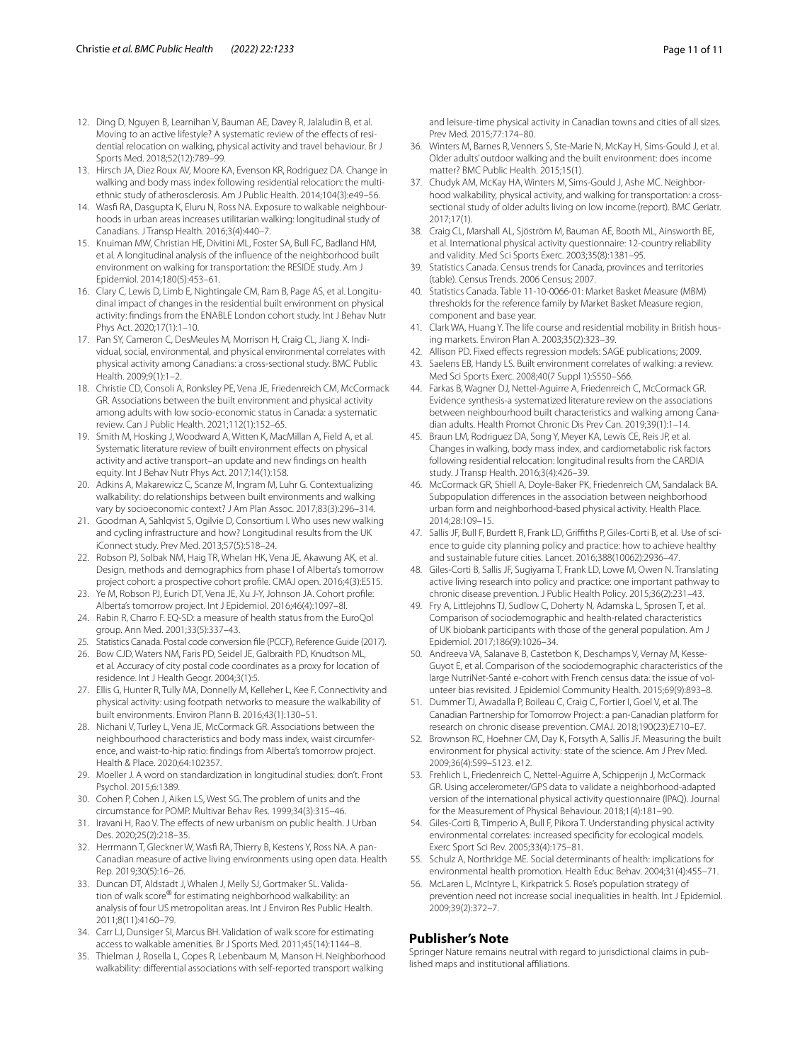12. Ding D, Nguyen B, Learnihan V, Bauman AE, Davey R, Jalaludin B, et al. Moving to an active lifestyle? A systematic review of the effects of residential relocation on walking, physical activity and travel behaviour. Br J Sports Med. 2018;52(12):789–99.
13. Hirsch JA, Diez Roux AV, Moore KA, Evenson KR, Rodriguez DA. Change in walking and body mass index following residential relocation: the multi-ethnic study of atherosclerosis. Am J Public Health. 2014;104(3):e49–56.
14. Wasfi RA, Dasgupta K, Eluru N, Ross NA. Exposure to walkable neighbourhoods in urban areas increases utilitarian walking: longitudinal study of Canadians. J Transp Health. 2016;3(4):440–7.
15. Knuiman MW, Christian HE, Divitini ML, Foster SA, Bull FC, Badland HM, et al. A longitudinal analysis of the influence of the neighborhood built environment on walking for transportation: the RESIDE study. Am J Epidemiol. 2014;180(5):453–61.
16. Clary C, Lewis D, Limb E, Nightingale CM, Ram B, Page AS, et al. Longitudinal impact of changes in the residential built environment on physical activity: findings from the ENABLE London cohort study. Int J Behav Nutr Phys Act. 2020;17(1):1–10.
17. Pan SY, Cameron C, DesMeules M, Morrison H, Craig CL, Jiang X. Individual, social, environmental, and physical environmental correlates with physical activity among Canadians: a cross-sectional study. BMC Public Health. 2009;9(1):1–2.
18. Christie CD, Consoli A, Ronksley PE, Vena JE, Friedenreich CM, McCormack GR. Associations between the built environment and physical activity among adults with low socio-economic status in Canada: a systematic review. Can J Public Health. 2021;112(1):152–65.
19. Smith M, Hosking J, Woodward A, Witten K, MacMillan A, Field A, et al. Systematic literature review of built environment effects on physical activity and active transport–an update and new findings on health equity. Int J Behav Nutr Phys Act. 2017;14(1):158.
20. Adkins A, Makarewicz C, Scanze M, Ingram M, Luhr G. Contextualizing walkability: do relationships between built environments and walking vary by socioeconomic context? J Am Plan Assoc. 2017;83(3):296–314.
21. Goodman A, Sahlqvist S, Ogilvie D, Consortium I. Who uses new walking and cycling infrastructure and how? Longitudinal results from the UK iConnect study. Prev Med. 2013;57(5):518–24.
22. Robson PJ, Solbak NM, Haig TR, Whelan HK, Vena JE, Akawung AK, et al. Design, methods and demographics from phase I of Alberta's tomorrow project cohort: a prospective cohort profile. CMAJ open. 2016;4(3):E515.
23. Ye M, Robson PJ, Eurich DT, Vena JE, Xu J-Y, Johnson JA. Cohort profile: Alberta's tomorrow project. Int J Epidemiol. 2016;46(4):1097–8l.
24. Rabin R, Charro F. EQ-SD: a measure of health status from the EuroQol group. Ann Med. 2001;33(5):337–43.
25. Statistics Canada. Postal code conversion file (PCCF), Reference Guide (2017).
26. Bow CJD, Waters NM, Faris PD, Seidel JE, Galbraith PD, Knudtson ML, et al. Accuracy of city postal code coordinates as a proxy for location of residence. Int J Health Geogr. 2004;3(1):5.
27. Ellis G, Hunter R, Tully MA, Donnelly M, Kelleher L, Kee F. Connectivity and physical activity: using footpath networks to measure the walkability of built environments. Environ Plann B. 2016;43(1):130–51.
28. Nichani V, Turley L, Vena JE, McCormack GR. Associations between the neighbourhood characteristics and body mass index, waist circumference, and waist-to-hip ratio: findings from Alberta's tomorrow project. Health & Place. 2020;64:102357.
29. Moeller J. A word on standardization in longitudinal studies: don't. Front Psychol. 2015;6:1389.
30. Cohen P, Cohen J, Aiken LS, West SG. The problem of units and the circumstance for POMP. Multivar Behav Res. 1999;34(3):315–46.
31. Iravani H, Rao V. The effects of new urbanism on public health. J Urban Des. 2020;25(2):218–35.
32. Herrmann T, Gleckner W, Wasfi RA, Thierry B, Kestens Y, Ross NA. A pan-Canadian measure of active living environments using open data. Health Rep. 2019;30(5):16–26.
33. Duncan DT, Aldstadt J, Whalen J, Melly SJ, Gortmaker SL. Validation of walk score® for estimating neighborhood walkability: an analysis of four US metropolitan areas. Int J Environ Res Public Health. 2011;8(11):4160–79.
34. Carr LJ, Dunsiger SI, Marcus BH. Validation of walk score for estimating access to walkable amenities. Br J Sports Med. 2011;45(14):1144–8.
35. Thielman J, Rosella L, Copes R, Lebenbaum M, Manson H. Neighborhood walkability: differential associations with self-reported transport walking and leisure-time physical activity in Canadian towns and cities of all sizes. Prev Med. 2015;77:174–80.
36. Winters M, Barnes R, Venners S, Ste-Marie N, McKay H, Sims-Gould J, et al. Older adults' outdoor walking and the built environment: does income matter? BMC Public Health. 2015;15(1).
37. Chudyk AM, McKay HA, Winters M, Sims-Gould J, Ashe MC. Neighborhood walkability, physical activity, and walking for transportation: a cross-sectional study of older adults living on low income.(report). BMC Geriatr. 2017;17(1).
38. Craig CL, Marshall AL, Sjöström M, Bauman AE, Booth ML, Ainsworth BE, et al. International physical activity questionnaire: 12-country reliability and validity. Med Sci Sports Exerc. 2003;35(8):1381–95.
39. Statistics Canada. Census trends for Canada, provinces and territories (table). Census Trends. 2006 Census; 2007.
40. Statistics Canada. Table 11-10-0066-01: Market Basket Measure (MBM) thresholds for the reference family by Market Basket Measure region, component and base year.
41. Clark WA, Huang Y. The life course and residential mobility in British housing markets. Environ Plan A. 2003;35(2):323–39.
42. Allison PD. Fixed effects regression models: SAGE publications; 2009.
43. Saelens EB, Handy LS. Built environment correlates of walking: a review. Med Sci Sports Exerc. 2008;40(7 Suppl 1):S550–S66.
44. Farkas B, Wagner DJ, Nettel-Aguirre A, Friedenreich C, McCormack GR. Evidence synthesis-a systematized literature review on the associations between neighbourhood built characteristics and walking among Canadian adults. Health Promot Chronic Dis Prev Can. 2019;39(1):1–14.
45. Braun LM, Rodriguez DA, Song Y, Meyer KA, Lewis CE, Reis JP, et al. Changes in walking, body mass index, and cardiometabolic risk factors following residential relocation: longitudinal results from the CARDIA study. J Transp Health. 2016;3(4):426–39.
46. McCormack GR, Shiell A, Doyle-Baker PK, Friedenreich CM, Sandalack BA. Subpopulation differences in the association between neighborhood urban form and neighborhood-based physical activity. Health Place. 2014;28:109–15.
47. Sallis JF, Bull F, Burdett R, Frank LD, Griffiths P, Giles-Corti B, et al. Use of science to guide city planning policy and practice: how to achieve healthy and sustainable future cities. Lancet. 2016;388(10062):2936–47.
48. Giles-Corti B, Sallis JF, Sugiyama T, Frank LD, Lowe M, Owen N. Translating active living research into policy and practice: one important pathway to chronic disease prevention. J Public Health Policy. 2015;36(2):231–43.
49. Fry A, Littlejohns TJ, Sudlow C, Doherty N, Adamska L, Sprosen T, et al. Comparison of sociodemographic and health-related characteristics of UK biobank participants with those of the general population. Am J Epidemiol. 2017;186(9):1026–34.
50. Andreeva VA, Salanave B, Castetbon K, Deschamps V, Vernay M, Kesse-Guyot E, et al. Comparison of the sociodemographic characteristics of the large NutriNet-Santé e-cohort with French census data: the issue of volunteer bias revisited. J Epidemiol Community Health. 2015;69(9):893–8.
51. Dummer TJ, Awadalla P, Boileau C, Craig C, Fortier I, Goel V, et al. The Canadian Partnership for Tomorrow Project: a pan-Canadian platform for research on chronic disease prevention. CMAJ. 2018;190(23):E710–E7.
52. Brownson RC, Hoehner CM, Day K, Forsyth A, Sallis JF. Measuring the built environment for physical activity: state of the science. Am J Prev Med. 2009;36(4):S99–S123. e12.
53. Frehlich L, Friedenreich C, Nettel-Aguirre A, Schipperijn J, McCormack GR. Using accelerometer/GPS data to validate a neighborhood-adapted version of the international physical activity questionnaire (IPAQ). Journal for the Measurement of Physical Behaviour. 2018;1(4):181–90.
54. Giles-Corti B, Timperio A, Bull F, Pikora T. Understanding physical activity environmental correlates: increased specificity for ecological models. Exerc Sport Sci Rev. 2005;33(4):175–81.
55. Schulz A, Northridge ME. Social determinants of health: implications for environmental health promotion. Health Educ Behav. 2004;31(4):455–71.
56. McLaren L, McIntyre L, Kirkpatrick S. Rose's population strategy of prevention need not increase social inequalities in health. Int J Epidemiol. 2009;39(2):372–7.

## Publisher's Note

Springer Nature remains neutral with regard to jurisdictional claims in published maps and institutional affiliations.